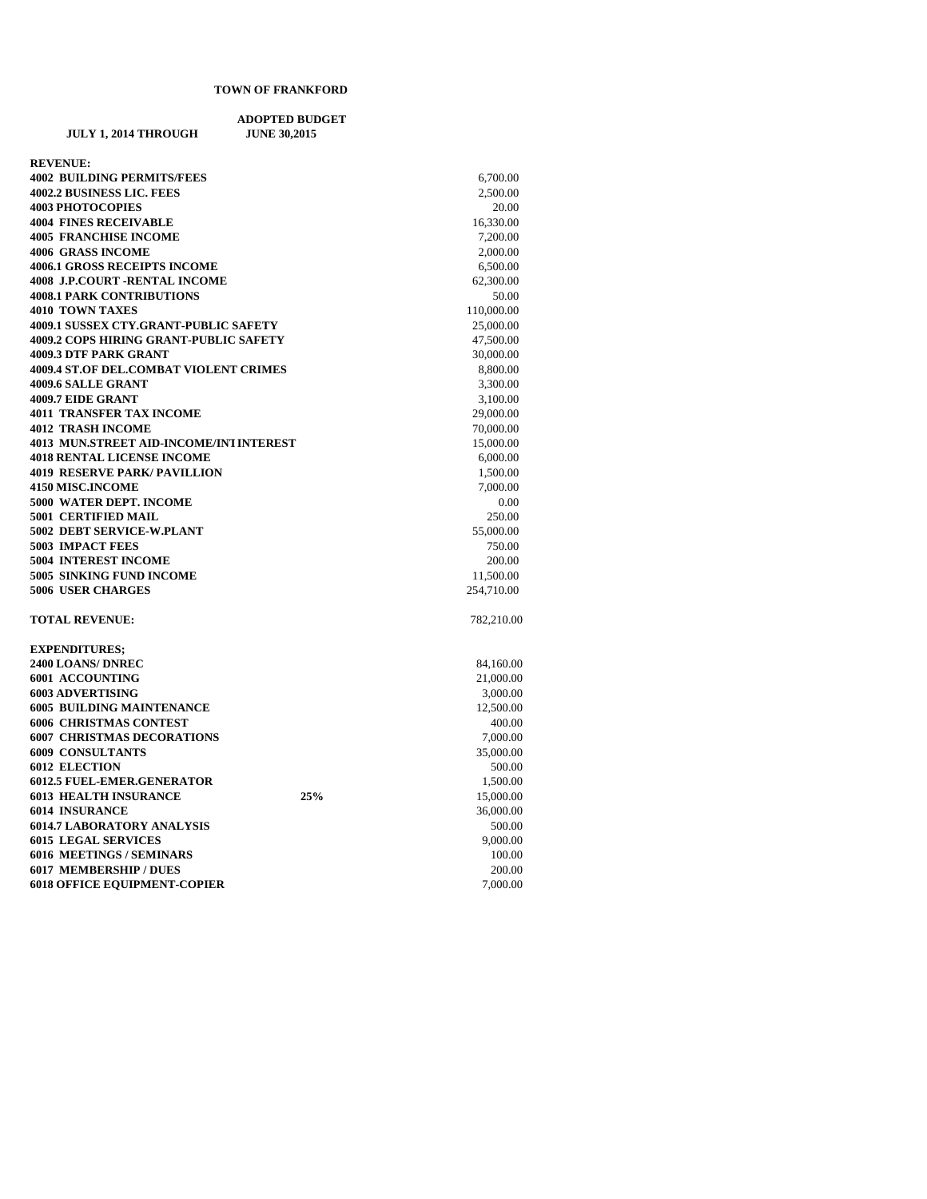**TOWN OF FRANKFORD**

**ADOPTED BUDGET**

**JULY 1, 2014 THROUGH JUNE 30,2015**

| | | |
|---|---|---|
| **REVENUE:** | | |
| **4002 BUILDING PERMITS/FEES** | | 6,700.00 |
| **4002.2 BUSINESS LIC. FEES** | | 2,500.00 |
| **4003 PHOTOCOPIES** | | 20.00 |
| **4004 FINES RECEIVABLE** | | 16,330.00 |
| **4005 FRANCHISE INCOME** | | 7,200.00 |
| **4006 GRASS INCOME** | | 2,000.00 |
| **4006.1 GROSS RECEIPTS INCOME** | | 6,500.00 |
| **4008 J.P.COURT -RENTAL INCOME** | | 62,300.00 |
| **4008.1 PARK CONTRIBUTIONS** | | 50.00 |
| **4010 TOWN TAXES** | | 110,000.00 |
| **4009.1 SUSSEX CTY.GRANT-PUBLIC SAFETY** | | 25,000.00 |
| **4009.2 COPS HIRING GRANT-PUBLIC SAFETY** | | 47,500.00 |
| **4009.3 DTF PARK GRANT** | | 30,000.00 |
| **4009.4 ST.OF DEL.COMBAT VIOLENT CRIMES** | | 8,800.00 |
| **4009.6 SALLE GRANT** | | 3,300.00 |
| **4009.7 EIDE GRANT** | | 3,100.00 |
| **4011 TRANSFER TAX INCOME** | | 29,000.00 |
| **4012 TRASH INCOME** | | 70,000.00 |
| **4013 MUN.STREET AID-INCOME/IN'I INTEREST** | | 15,000.00 |
| **4018 RENTAL LICENSE INCOME** | | 6,000.00 |
| **4019 RESERVE PARK/ PAVILLION** | | 1,500.00 |
| **4150 MISC.INCOME** | | 7,000.00 |
| **5000 WATER DEPT. INCOME** | | 0.00 |
| **5001 CERTIFIED MAIL** | | 250.00 |
| **5002 DEBT SERVICE-W.PLANT** | | 55,000.00 |
| **5003 IMPACT FEES** | | 750.00 |
| **5004 INTEREST INCOME** | | 200.00 |
| **5005 SINKING FUND INCOME** | | 11,500.00 |
| **5006 USER CHARGES** | | 254,710.00 |
| | | |
| **TOTAL REVENUE:** | | 782,210.00 |
| | | |
| **EXPENDITURES;** | | |
| **2400 LOANS/ DNREC** | | 84,160.00 |
| **6001 ACCOUNTING** | | 21,000.00 |
| **6003 ADVERTISING** | | 3,000.00 |
| **6005 BUILDING MAINTENANCE** | | 12,500.00 |
| **6006 CHRISTMAS CONTEST** | | 400.00 |
| **6007 CHRISTMAS DECORATIONS** | | 7,000.00 |
| **6009 CONSULTANTS** | | 35,000.00 |
| **6012 ELECTION** | | 500.00 |
| **6012.5 FUEL-EMER.GENERATOR** | | 1,500.00 |
| **6013 HEALTH INSURANCE** | **25%** | 15,000.00 |
| **6014 INSURANCE** | | 36,000.00 |
| **6014.7 LABORATORY ANALYSIS** | | 500.00 |
| **6015 LEGAL SERVICES** | | 9,000.00 |
| **6016 MEETINGS / SEMINARS** | | 100.00 |
| **6017 MEMBERSHIP / DUES** | | 200.00 |
| **6018 OFFICE EQUIPMENT-COPIER** | | 7,000.00 |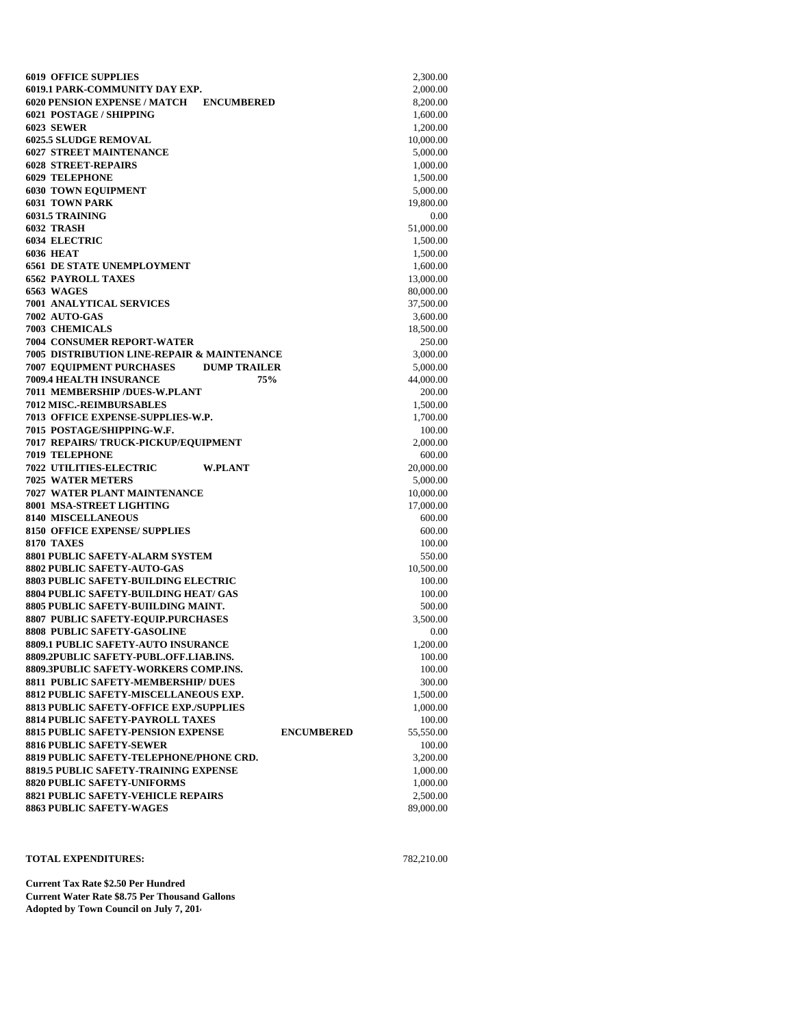| | | | |
|---|---|---|---|
| **6019 OFFICE SUPPLIES** | | | 2,300.00 |
| **6019.1 PARK-COMMUNITY DAY EXP.** | | | 2,000.00 |
| **6020 PENSION EXPENSE / MATCH** | **ENCUMBERED** | | 8,200.00 |
| **6021 POSTAGE / SHIPPING** | | | 1,600.00 |
| **6023 SEWER** | | | 1,200.00 |
| **6025.5 SLUDGE REMOVAL** | | | 10,000.00 |
| **6027 STREET MAINTENANCE** | | | 5,000.00 |
| **6028 STREET-REPAIRS** | | | 1,000.00 |
| **6029 TELEPHONE** | | | 1,500.00 |
| **6030 TOWN EQUIPMENT** | | | 5,000.00 |
| **6031 TOWN PARK** | | | 19,800.00 |
| **6031.5 TRAINING** | | | 0.00 |
| **6032 TRASH** | | | 51,000.00 |
| **6034 ELECTRIC** | | | 1,500.00 |
| **6036 HEAT** | | | 1,500.00 |
| **6561 DE STATE UNEMPLOYMENT** | | | 1,600.00 |
| **6562 PAYROLL TAXES** | | | 13,000.00 |
| **6563 WAGES** | | | 80,000.00 |
| **7001 ANALYTICAL SERVICES** | | | 37,500.00 |
| **7002 AUTO-GAS** | | | 3,600.00 |
| **7003 CHEMICALS** | | | 18,500.00 |
| **7004 CONSUMER REPORT-WATER** | | | 250.00 |
| **7005 DISTRIBUTION LINE-REPAIR & MAINTENANCE** | | | 3,000.00 |
| **7007 EQUIPMENT PURCHASES** | **DUMP TRAILER** | | 5,000.00 |
| **7009.4 HEALTH INSURANCE** | **75%** | | 44,000.00 |
| **7011 MEMBERSHIP /DUES-W.PLANT** | | | 200.00 |
| **7012 MISC.-REIMBURSABLES** | | | 1,500.00 |
| **7013 OFFICE EXPENSE-SUPPLIES-W.P.** | | | 1,700.00 |
| **7015 POSTAGE/SHIPPING-W.F.** | | | 100.00 |
| **7017 REPAIRS/ TRUCK-PICKUP/EQUIPMENT** | | | 2,000.00 |
| **7019 TELEPHONE** | | | 600.00 |
| **7022 UTILITIES-ELECTRIC** | **W.PLANT** | | 20,000.00 |
| **7025 WATER METERS** | | | 5,000.00 |
| **7027 WATER PLANT MAINTENANCE** | | | 10,000.00 |
| **8001 MSA-STREET LIGHTING** | | | 17,000.00 |
| **8140 MISCELLANEOUS** | | | 600.00 |
| **8150 OFFICE EXPENSE/ SUPPLIES** | | | 600.00 |
| **8170 TAXES** | | | 100.00 |
| **8801 PUBLIC SAFETY-ALARM SYSTEM** | | | 550.00 |
| **8802 PUBLIC SAFETY-AUTO-GAS** | | | 10,500.00 |
| **8803 PUBLIC SAFETY-BUILDING ELECTRIC** | | | 100.00 |
| **8804 PUBLIC SAFETY-BUILDING HEAT/ GAS** | | | 100.00 |
| **8805 PUBLIC SAFETY-BUIILDING MAINT.** | | | 500.00 |
| **8807 PUBLIC SAFETY-EQUIP.PURCHASES** | | | 3,500.00 |
| **8808 PUBLIC SAFETY-GASOLINE** | | | 0.00 |
| **8809.1 PUBLIC SAFETY-AUTO INSURANCE** | | | 1,200.00 |
| **8809.2PUBLIC SAFETY-PUBL.OFF.LIAB.INS.** | | | 100.00 |
| **8809.3PUBLIC SAFETY-WORKERS COMP.INS.** | | | 100.00 |
| **8811 PUBLIC SAFETY-MEMBERSHIP/ DUES** | | | 300.00 |
| **8812 PUBLIC SAFETY-MISCELLANEOUS EXP.** | | | 1,500.00 |
| **8813 PUBLIC SAFETY-OFFICE EXP./SUPPLIES** | | | 1,000.00 |
| **8814 PUBLIC SAFETY-PAYROLL TAXES** | | | 100.00 |
| **8815 PUBLIC SAFETY-PENSION EXPENSE** | | **ENCUMBERED** | 55,550.00 |
| **8816 PUBLIC SAFETY-SEWER** | | | 100.00 |
| **8819 PUBLIC SAFETY-TELEPHONE/PHONE CRD.** | | | 3,200.00 |
| **8819.5 PUBLIC SAFETY-TRAINING EXPENSE** | | | 1,000.00 |
| **8820 PUBLIC SAFETY-UNIFORMS** | | | 1,000.00 |
| **8821 PUBLIC SAFETY-VEHICLE REPAIRS** | | | 2,500.00 |
| **8863 PUBLIC SAFETY-WAGES** | | | 89,000.00 |
| | | | |
| **TOTAL EXPENDITURES:** | | | 782,210.00 |

**Current Tax Rate $2.50 Per Hundred**
**Current Water Rate $8.75 Per Thousand Gallons**
**Adopted by Town Council on July 7, 2014**